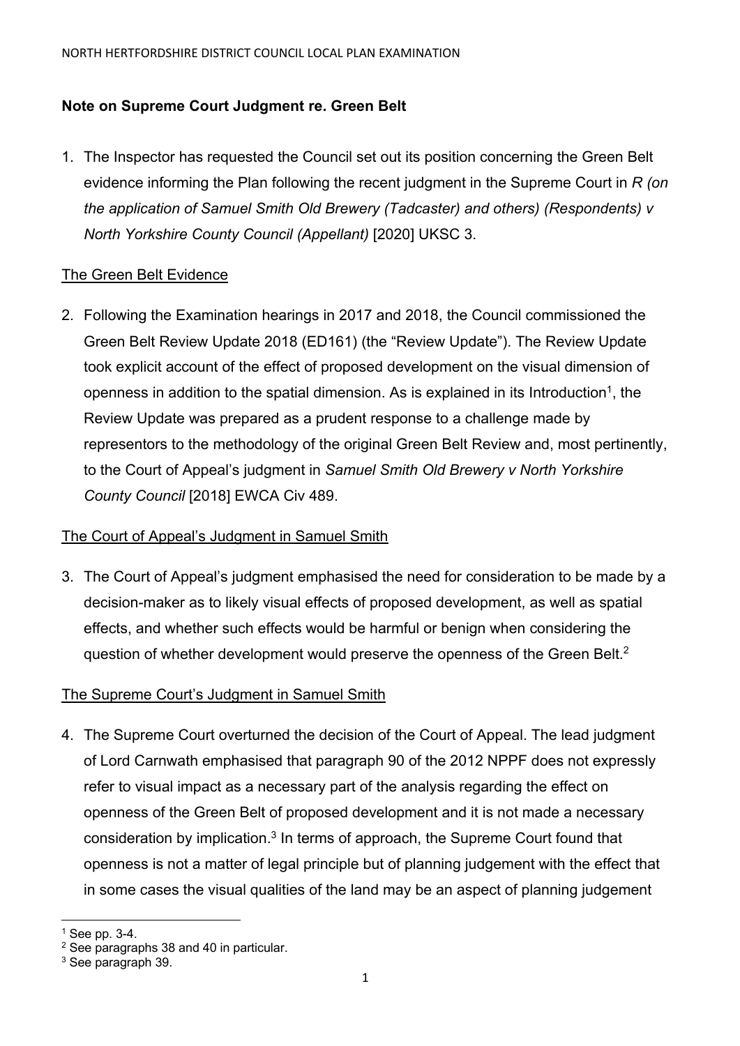**Note on Supreme Court Judgment re. Green Belt**

1. The Inspector has requested the Council set out its position concerning the Green Belt evidence informing the Plan following the recent judgment in the Supreme Court in *R (on the application of Samuel Smith Old Brewery (Tadcaster) and others) (Respondents) v North Yorkshire County Council (Appellant)* [2020] UKSC 3.

The Green Belt Evidence

2. Following the Examination hearings in 2017 and 2018, the Council commissioned the Green Belt Review Update 2018 (ED161) (the "Review Update"). The Review Update took explicit account of the effect of proposed development on the visual dimension of openness in addition to the spatial dimension. As is explained in its Introduction[1], the Review Update was prepared as a prudent response to a challenge made by representors to the methodology of the original Green Belt Review and, most pertinently, to the Court of Appeal's judgment in *Samuel Smith Old Brewery v North Yorkshire County Council* [2018] EWCA Civ 489.

The Court of Appeal's Judgment in Samuel Smith

3. The Court of Appeal's judgment emphasised the need for consideration to be made by a decision-maker as to likely visual effects of proposed development, as well as spatial effects, and whether such effects would be harmful or benign when considering the question of whether development would preserve the openness of the Green Belt.[2]

The Supreme Court's Judgment in Samuel Smith

4. The Supreme Court overturned the decision of the Court of Appeal. The lead judgment of Lord Carnwath emphasised that paragraph 90 of the 2012 NPPF does not expressly refer to visual impact as a necessary part of the analysis regarding the effect on openness of the Green Belt of proposed development and it is not made a necessary consideration by implication.[3] In terms of approach, the Supreme Court found that openness is not a matter of legal principle but of planning judgement with the effect that in some cases the visual qualities of the land may be an aspect of planning judgement

[1] See pp. 3-4.
[2] See paragraphs 38 and 40 in particular.
[3] See paragraph 39.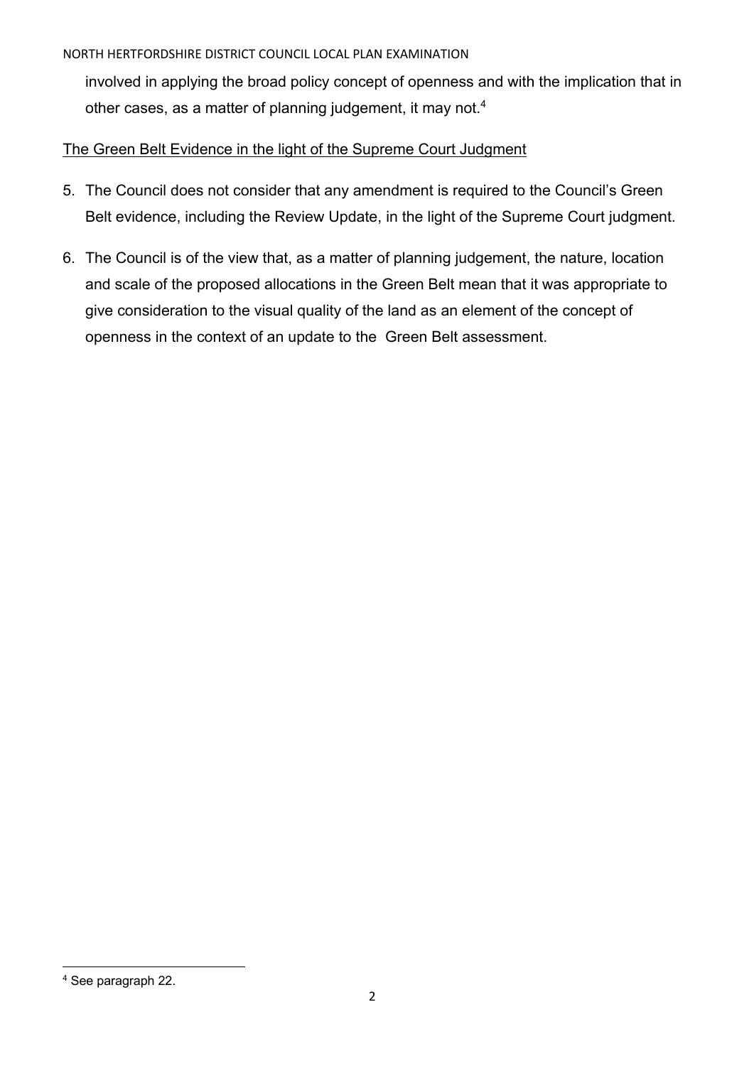involved in applying the broad policy concept of openness and with the implication that in other cases, as a matter of planning judgement, it may not.[4]

The Green Belt Evidence in the light of the Supreme Court Judgment

5. The Council does not consider that any amendment is required to the Council's Green Belt evidence, including the Review Update, in the light of the Supreme Court judgment.

6. The Council is of the view that, as a matter of planning judgement, the nature, location and scale of the proposed allocations in the Green Belt mean that it was appropriate to give consideration to the visual quality of the land as an element of the concept of openness in the context of an update to the Green Belt assessment.

[4] See paragraph 22.